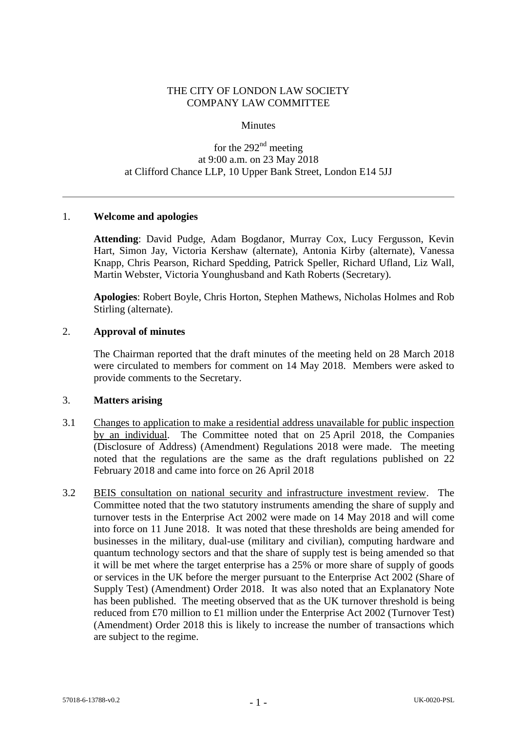THE CITY OF LONDON LAW SOCIETY
COMPANY LAW COMMITTEE

Minutes

for the 292nd meeting
at 9:00 a.m. on 23 May 2018
at Clifford Chance LLP, 10 Upper Bank Street, London E14 5JJ

---

## 1. Welcome and apologies

**Attending**: David Pudge, Adam Bogdanor, Murray Cox, Lucy Fergusson, Kevin Hart, Simon Jay, Victoria Kershaw (alternate), Antonia Kirby (alternate), Vanessa Knapp, Chris Pearson, Richard Spedding, Patrick Speller, Richard Ufland, Liz Wall, Martin Webster, Victoria Younghusband and Kath Roberts (Secretary).

**Apologies**: Robert Boyle, Chris Horton, Stephen Mathews, Nicholas Holmes and Rob Stirling (alternate).

## 2. Approval of minutes

The Chairman reported that the draft minutes of the meeting held on 28 March 2018 were circulated to members for comment on 14 May 2018. Members were asked to provide comments to the Secretary.

## 3. Matters arising

3.1 Changes to application to make a residential address unavailable for public inspection by an individual. The Committee noted that on 25 April 2018, the Companies (Disclosure of Address) (Amendment) Regulations 2018 were made. The meeting noted that the regulations are the same as the draft regulations published on 22 February 2018 and came into force on 26 April 2018

3.2 BEIS consultation on national security and infrastructure investment review. The Committee noted that the two statutory instruments amending the share of supply and turnover tests in the Enterprise Act 2002 were made on 14 May 2018 and will come into force on 11 June 2018. It was noted that these thresholds are being amended for businesses in the military, dual-use (military and civilian), computing hardware and quantum technology sectors and that the share of supply test is being amended so that it will be met where the target enterprise has a 25% or more share of supply of goods or services in the UK before the merger pursuant to the Enterprise Act 2002 (Share of Supply Test) (Amendment) Order 2018. It was also noted that an Explanatory Note has been published. The meeting observed that as the UK turnover threshold is being reduced from £70 million to £1 million under the Enterprise Act 2002 (Turnover Test) (Amendment) Order 2018 this is likely to increase the number of transactions which are subject to the regime.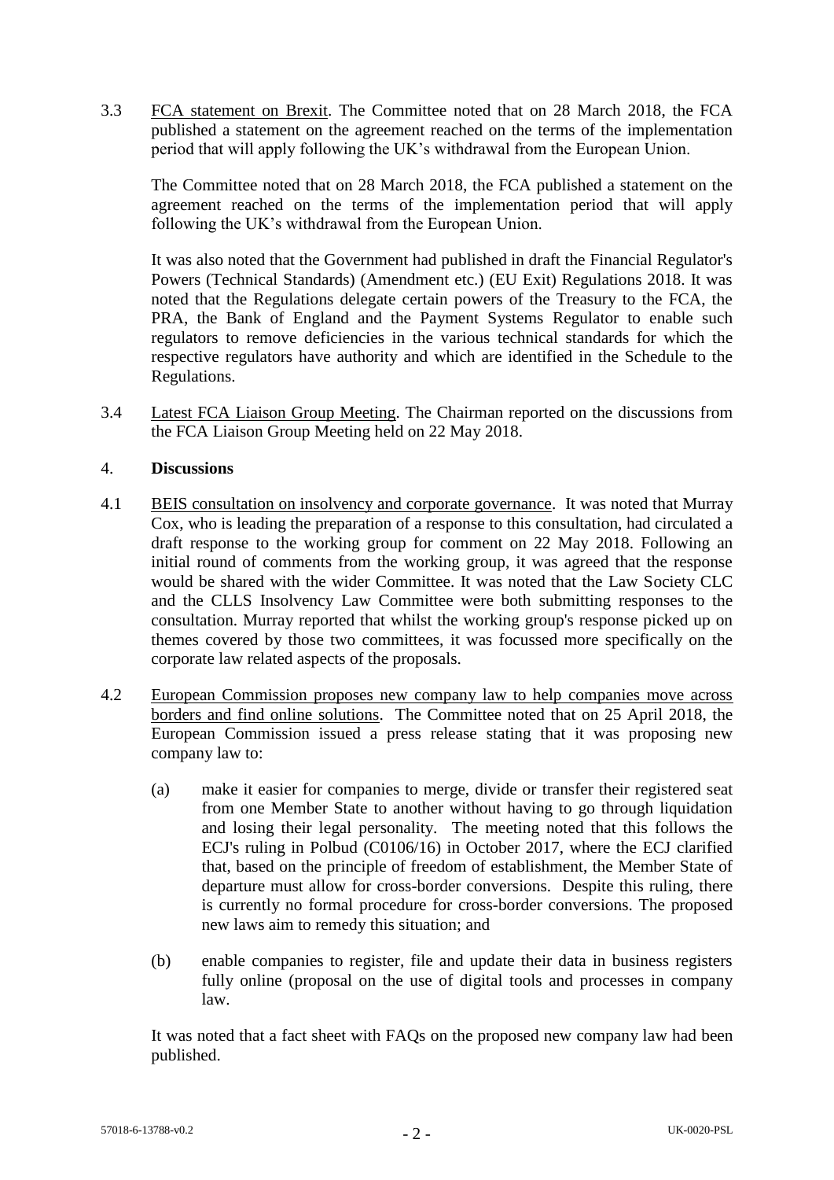3.3 <u>FCA statement on Brexit</u>. The Committee noted that on 28 March 2018, the FCA published a statement on the agreement reached on the terms of the implementation period that will apply following the UK's withdrawal from the European Union.

The Committee noted that on 28 March 2018, the FCA published a statement on the agreement reached on the terms of the implementation period that will apply following the UK's withdrawal from the European Union.

It was also noted that the Government had published in draft the Financial Regulator's Powers (Technical Standards) (Amendment etc.) (EU Exit) Regulations 2018. It was noted that the Regulations delegate certain powers of the Treasury to the FCA, the PRA, the Bank of England and the Payment Systems Regulator to enable such regulators to remove deficiencies in the various technical standards for which the respective regulators have authority and which are identified in the Schedule to the Regulations.

3.4 <u>Latest FCA Liaison Group Meeting</u>. The Chairman reported on the discussions from the FCA Liaison Group Meeting held on 22 May 2018.

## 4. **Discussions**

4.1 <u>BEIS consultation on insolvency and corporate governance</u>. It was noted that Murray Cox, who is leading the preparation of a response to this consultation, had circulated a draft response to the working group for comment on 22 May 2018. Following an initial round of comments from the working group, it was agreed that the response would be shared with the wider Committee. It was noted that the Law Society CLC and the CLLS Insolvency Law Committee were both submitting responses to the consultation. Murray reported that whilst the working group's response picked up on themes covered by those two committees, it was focussed more specifically on the corporate law related aspects of the proposals.

4.2 <u>European Commission proposes new company law to help companies move across borders and find online solutions</u>. The Committee noted that on 25 April 2018, the European Commission issued a press release stating that it was proposing new company law to:

(a) make it easier for companies to merge, divide or transfer their registered seat from one Member State to another without having to go through liquidation and losing their legal personality. The meeting noted that this follows the ECJ's ruling in Polbud (C0106/16) in October 2017, where the ECJ clarified that, based on the principle of freedom of establishment, the Member State of departure must allow for cross-border conversions. Despite this ruling, there is currently no formal procedure for cross-border conversions. The proposed new laws aim to remedy this situation; and

(b) enable companies to register, file and update their data in business registers fully online (proposal on the use of digital tools and processes in company law.

It was noted that a fact sheet with FAQs on the proposed new company law had been published.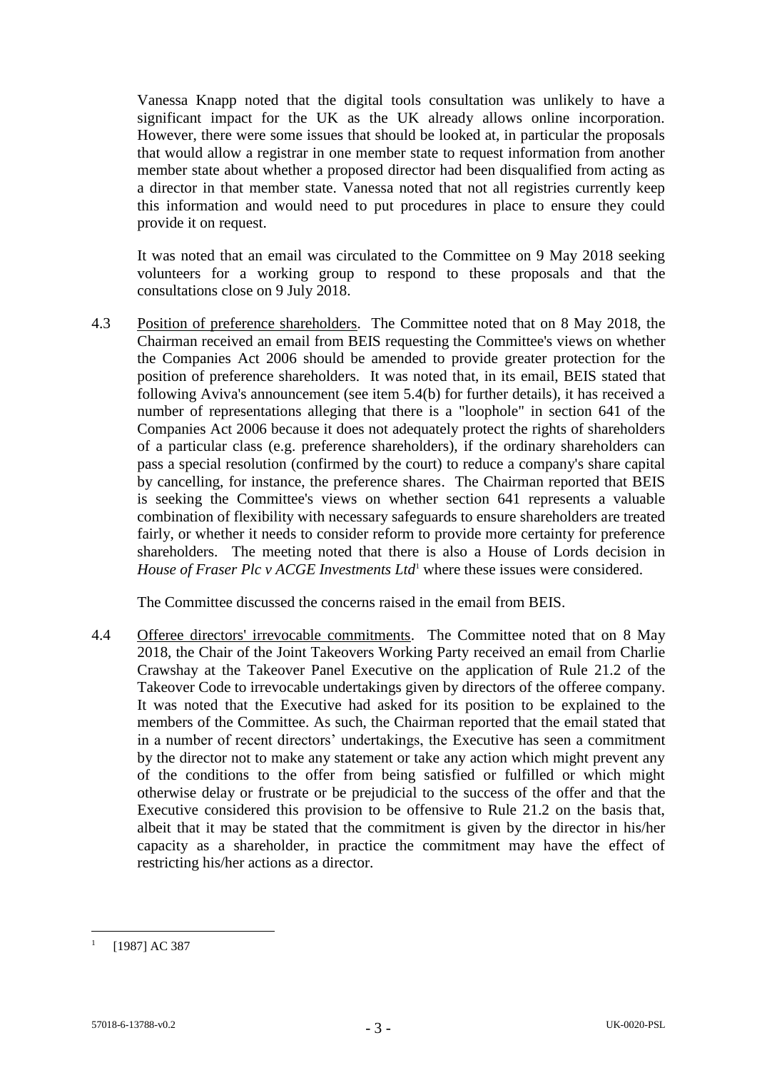Vanessa Knapp noted that the digital tools consultation was unlikely to have a significant impact for the UK as the UK already allows online incorporation. However, there were some issues that should be looked at, in particular the proposals that would allow a registrar in one member state to request information from another member state about whether a proposed director had been disqualified from acting as a director in that member state. Vanessa noted that not all registries currently keep this information and would need to put procedures in place to ensure they could provide it on request.

It was noted that an email was circulated to the Committee on 9 May 2018 seeking volunteers for a working group to respond to these proposals and that the consultations close on 9 July 2018.

4.3 Position of preference shareholders. The Committee noted that on 8 May 2018, the Chairman received an email from BEIS requesting the Committee's views on whether the Companies Act 2006 should be amended to provide greater protection for the position of preference shareholders. It was noted that, in its email, BEIS stated that following Aviva's announcement (see item 5.4(b) for further details), it has received a number of representations alleging that there is a "loophole" in section 641 of the Companies Act 2006 because it does not adequately protect the rights of shareholders of a particular class (e.g. preference shareholders), if the ordinary shareholders can pass a special resolution (confirmed by the court) to reduce a company's share capital by cancelling, for instance, the preference shares. The Chairman reported that BEIS is seeking the Committee's views on whether section 641 represents a valuable combination of flexibility with necessary safeguards to ensure shareholders are treated fairly, or whether it needs to consider reform to provide more certainty for preference shareholders. The meeting noted that there is also a House of Lords decision in *House of Fraser Plc v ACGE Investments Ltd*[1] where these issues were considered.

The Committee discussed the concerns raised in the email from BEIS.

4.4 Offeree directors' irrevocable commitments. The Committee noted that on 8 May 2018, the Chair of the Joint Takeovers Working Party received an email from Charlie Crawshay at the Takeover Panel Executive on the application of Rule 21.2 of the Takeover Code to irrevocable undertakings given by directors of the offeree company. It was noted that the Executive had asked for its position to be explained to the members of the Committee. As such, the Chairman reported that the email stated that in a number of recent directors' undertakings, the Executive has seen a commitment by the director not to make any statement or take any action which might prevent any of the conditions to the offer from being satisfied or fulfilled or which might otherwise delay or frustrate or be prejudicial to the success of the offer and that the Executive considered this provision to be offensive to Rule 21.2 on the basis that, albeit that it may be stated that the commitment is given by the director in his/her capacity as a shareholder, in practice the commitment may have the effect of restricting his/her actions as a director.

[1] [1987] AC 387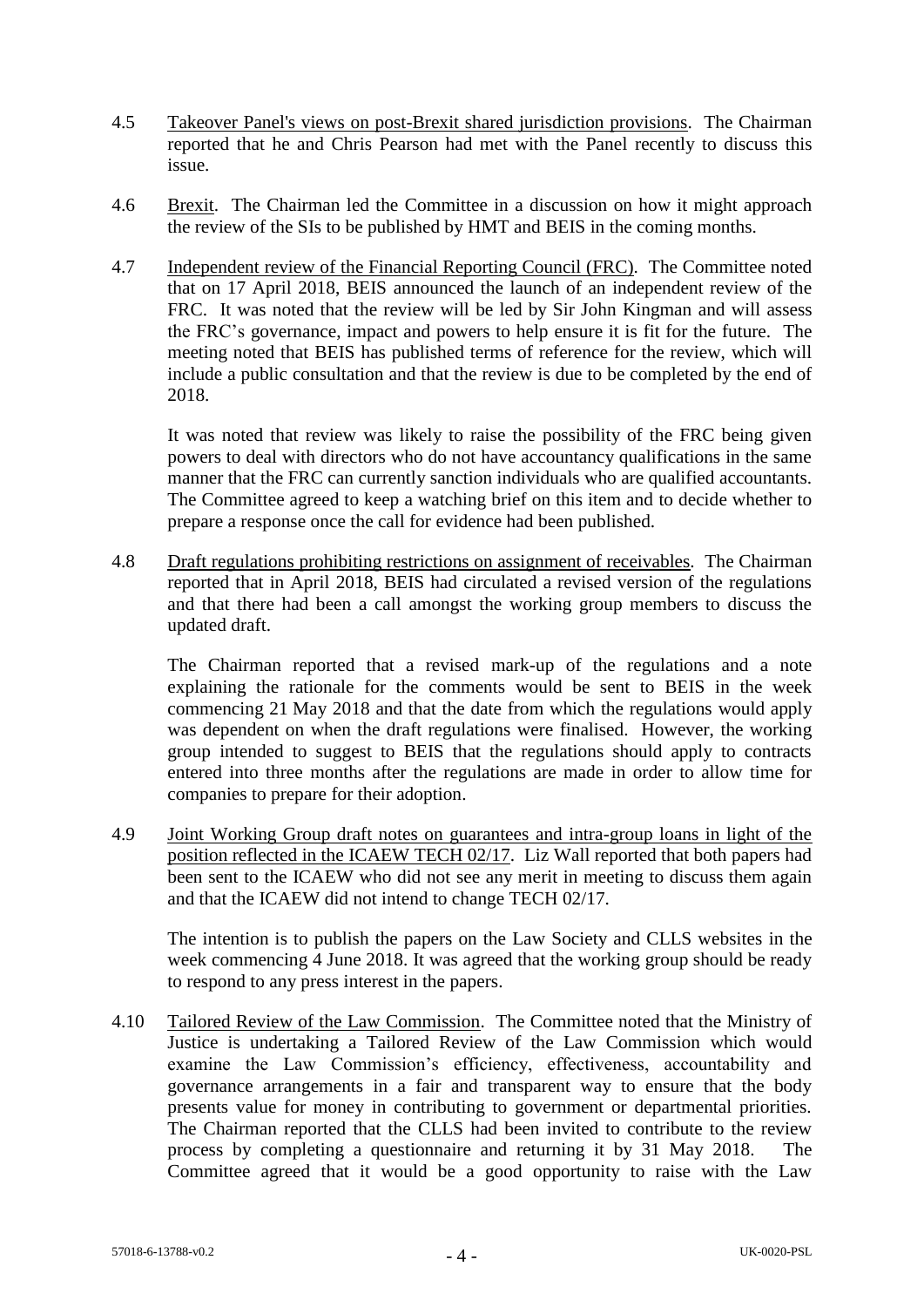4.5 Takeover Panel's views on post-Brexit shared jurisdiction provisions. The Chairman reported that he and Chris Pearson had met with the Panel recently to discuss this issue.

4.6 Brexit. The Chairman led the Committee in a discussion on how it might approach the review of the SIs to be published by HMT and BEIS in the coming months.

4.7 Independent review of the Financial Reporting Council (FRC). The Committee noted that on 17 April 2018, BEIS announced the launch of an independent review of the FRC. It was noted that the review will be led by Sir John Kingman and will assess the FRC's governance, impact and powers to help ensure it is fit for the future. The meeting noted that BEIS has published terms of reference for the review, which will include a public consultation and that the review is due to be completed by the end of 2018.

It was noted that review was likely to raise the possibility of the FRC being given powers to deal with directors who do not have accountancy qualifications in the same manner that the FRC can currently sanction individuals who are qualified accountants. The Committee agreed to keep a watching brief on this item and to decide whether to prepare a response once the call for evidence had been published.

4.8 Draft regulations prohibiting restrictions on assignment of receivables. The Chairman reported that in April 2018, BEIS had circulated a revised version of the regulations and that there had been a call amongst the working group members to discuss the updated draft.

The Chairman reported that a revised mark-up of the regulations and a note explaining the rationale for the comments would be sent to BEIS in the week commencing 21 May 2018 and that the date from which the regulations would apply was dependent on when the draft regulations were finalised. However, the working group intended to suggest to BEIS that the regulations should apply to contracts entered into three months after the regulations are made in order to allow time for companies to prepare for their adoption.

4.9 Joint Working Group draft notes on guarantees and intra-group loans in light of the position reflected in the ICAEW TECH 02/17. Liz Wall reported that both papers had been sent to the ICAEW who did not see any merit in meeting to discuss them again and that the ICAEW did not intend to change TECH 02/17.

The intention is to publish the papers on the Law Society and CLLS websites in the week commencing 4 June 2018. It was agreed that the working group should be ready to respond to any press interest in the papers.

4.10 Tailored Review of the Law Commission. The Committee noted that the Ministry of Justice is undertaking a Tailored Review of the Law Commission which would examine the Law Commission's efficiency, effectiveness, accountability and governance arrangements in a fair and transparent way to ensure that the body presents value for money in contributing to government or departmental priorities. The Chairman reported that the CLLS had been invited to contribute to the review process by completing a questionnaire and returning it by 31 May 2018. The Committee agreed that it would be a good opportunity to raise with the Law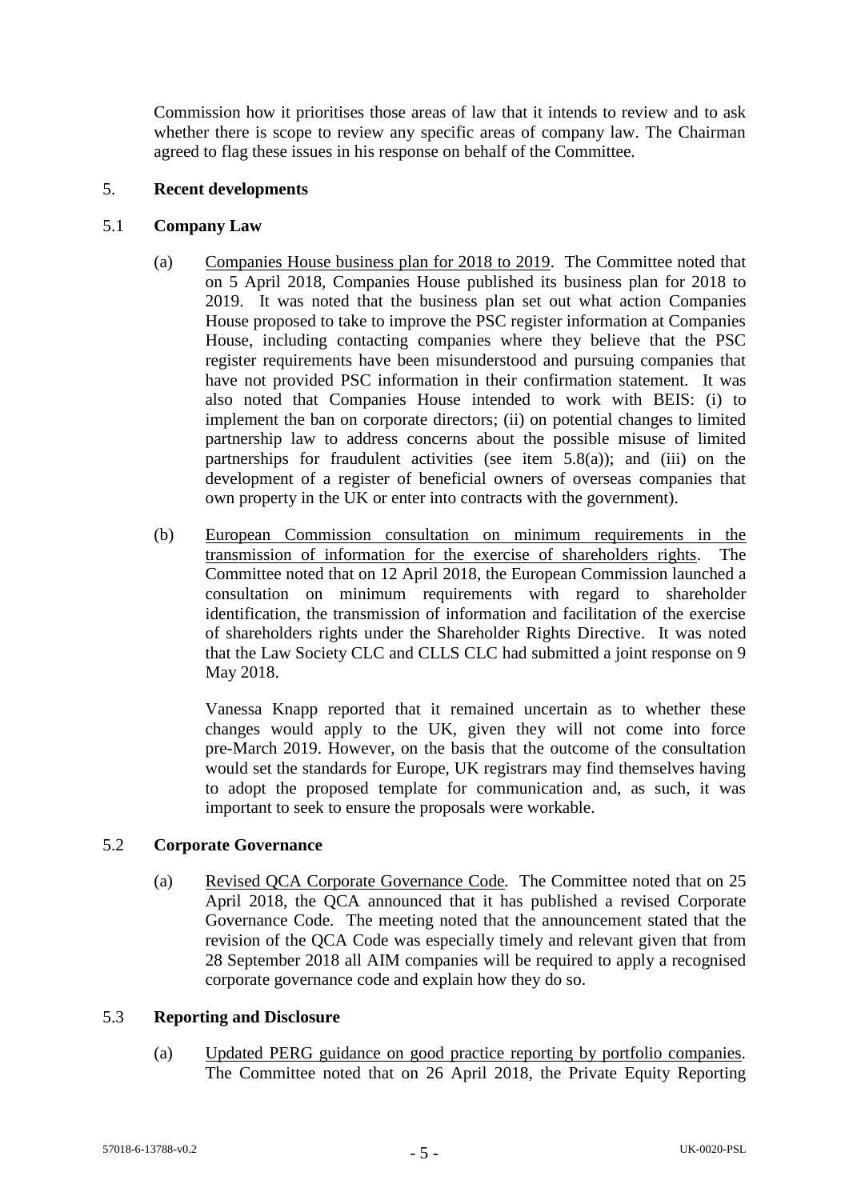Commission how it prioritises those areas of law that it intends to review and to ask whether there is scope to review any specific areas of company law. The Chairman agreed to flag these issues in his response on behalf of the Committee.

## 5. **Recent developments**

### 5.1 **Company Law**

(a) Companies House business plan for 2018 to 2019. The Committee noted that on 5 April 2018, Companies House published its business plan for 2018 to 2019. It was noted that the business plan set out what action Companies House proposed to take to improve the PSC register information at Companies House, including contacting companies where they believe that the PSC register requirements have been misunderstood and pursuing companies that have not provided PSC information in their confirmation statement. It was also noted that Companies House intended to work with BEIS: (i) to implement the ban on corporate directors; (ii) on potential changes to limited partnership law to address concerns about the possible misuse of limited partnerships for fraudulent activities (see item 5.8(a)); and (iii) on the development of a register of beneficial owners of overseas companies that own property in the UK or enter into contracts with the government).

(b) European Commission consultation on minimum requirements in the transmission of information for the exercise of shareholders rights. The Committee noted that on 12 April 2018, the European Commission launched a consultation on minimum requirements with regard to shareholder identification, the transmission of information and facilitation of the exercise of shareholders rights under the Shareholder Rights Directive. It was noted that the Law Society CLC and CLLS CLC had submitted a joint response on 9 May 2018.

Vanessa Knapp reported that it remained uncertain as to whether these changes would apply to the UK, given they will not come into force pre-March 2019. However, on the basis that the outcome of the consultation would set the standards for Europe, UK registrars may find themselves having to adopt the proposed template for communication and, as such, it was important to seek to ensure the proposals were workable.

### 5.2 **Corporate Governance**

(a) Revised QCA Corporate Governance Code. The Committee noted that on 25 April 2018, the QCA announced that it has published a revised Corporate Governance Code. The meeting noted that the announcement stated that the revision of the QCA Code was especially timely and relevant given that from 28 September 2018 all AIM companies will be required to apply a recognised corporate governance code and explain how they do so.

### 5.3 **Reporting and Disclosure**

(a) Updated PERG guidance on good practice reporting by portfolio companies. The Committee noted that on 26 April 2018, the Private Equity Reporting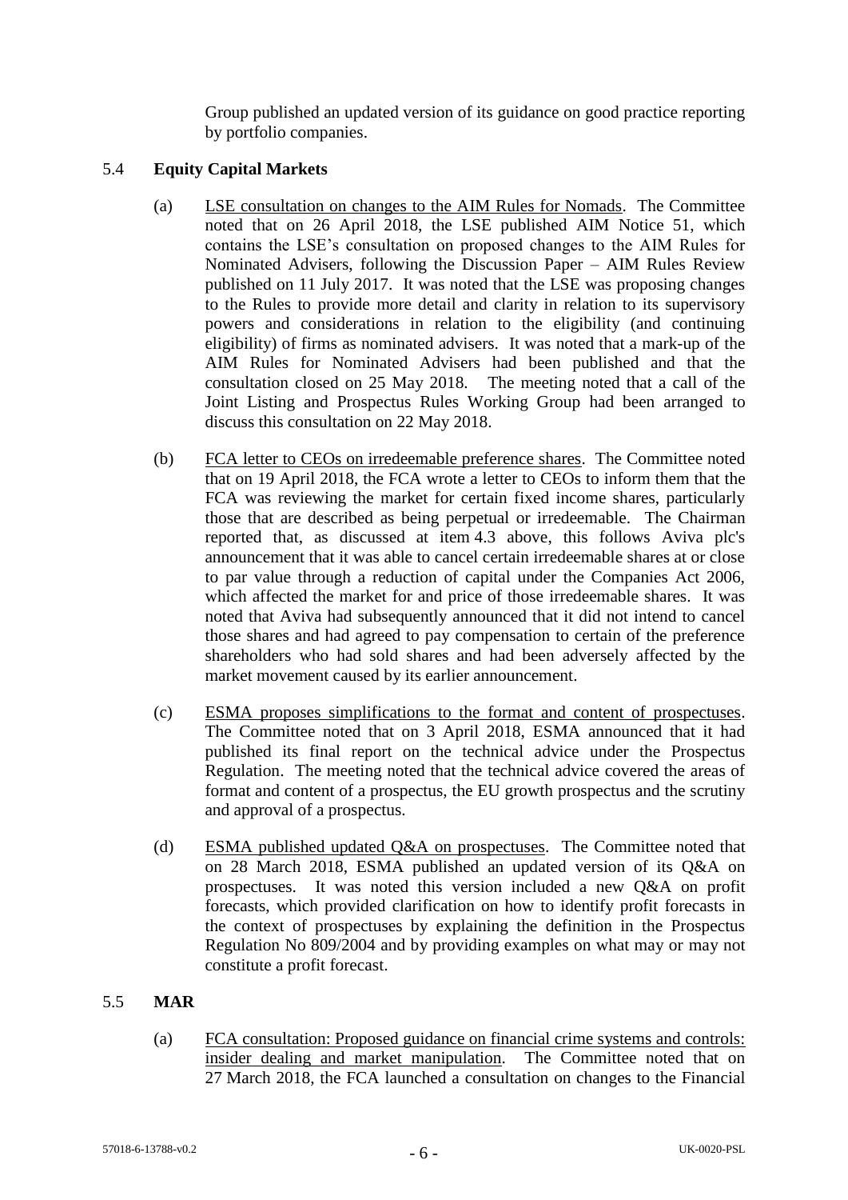Group published an updated version of its guidance on good practice reporting by portfolio companies.

5.4 **Equity Capital Markets**

(a) LSE consultation on changes to the AIM Rules for Nomads. The Committee noted that on 26 April 2018, the LSE published AIM Notice 51, which contains the LSE's consultation on proposed changes to the AIM Rules for Nominated Advisers, following the Discussion Paper – AIM Rules Review published on 11 July 2017. It was noted that the LSE was proposing changes to the Rules to provide more detail and clarity in relation to its supervisory powers and considerations in relation to the eligibility (and continuing eligibility) of firms as nominated advisers. It was noted that a mark-up of the AIM Rules for Nominated Advisers had been published and that the consultation closed on 25 May 2018. The meeting noted that a call of the Joint Listing and Prospectus Rules Working Group had been arranged to discuss this consultation on 22 May 2018.

(b) FCA letter to CEOs on irredeemable preference shares. The Committee noted that on 19 April 2018, the FCA wrote a letter to CEOs to inform them that the FCA was reviewing the market for certain fixed income shares, particularly those that are described as being perpetual or irredeemable. The Chairman reported that, as discussed at item 4.3 above, this follows Aviva plc's announcement that it was able to cancel certain irredeemable shares at or close to par value through a reduction of capital under the Companies Act 2006, which affected the market for and price of those irredeemable shares. It was noted that Aviva had subsequently announced that it did not intend to cancel those shares and had agreed to pay compensation to certain of the preference shareholders who had sold shares and had been adversely affected by the market movement caused by its earlier announcement.

(c) ESMA proposes simplifications to the format and content of prospectuses. The Committee noted that on 3 April 2018, ESMA announced that it had published its final report on the technical advice under the Prospectus Regulation. The meeting noted that the technical advice covered the areas of format and content of a prospectus, the EU growth prospectus and the scrutiny and approval of a prospectus.

(d) ESMA published updated Q&A on prospectuses. The Committee noted that on 28 March 2018, ESMA published an updated version of its Q&A on prospectuses. It was noted this version included a new Q&A on profit forecasts, which provided clarification on how to identify profit forecasts in the context of prospectuses by explaining the definition in the Prospectus Regulation No 809/2004 and by providing examples on what may or may not constitute a profit forecast.

5.5 **MAR**

(a) FCA consultation: Proposed guidance on financial crime systems and controls: insider dealing and market manipulation. The Committee noted that on 27 March 2018, the FCA launched a consultation on changes to the Financial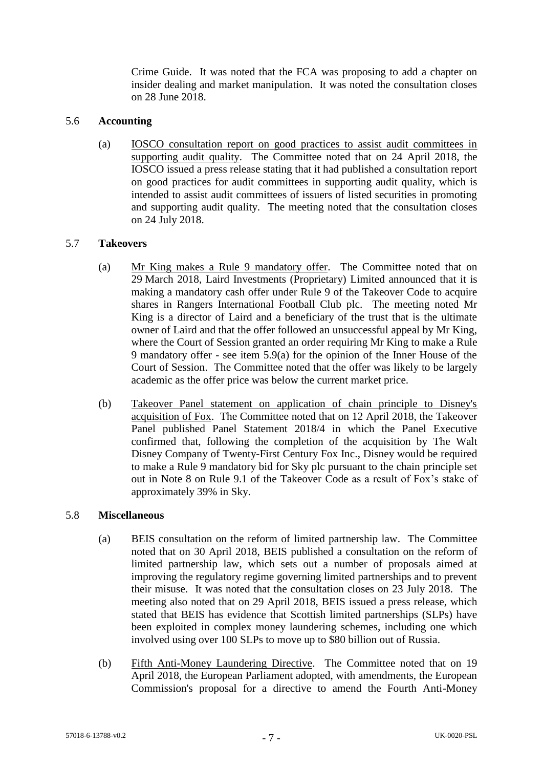Crime Guide. It was noted that the FCA was proposing to add a chapter on insider dealing and market manipulation. It was noted the consultation closes on 28 June 2018.

5.6 **Accounting**

(a) IOSCO consultation report on good practices to assist audit committees in supporting audit quality. The Committee noted that on 24 April 2018, the IOSCO issued a press release stating that it had published a consultation report on good practices for audit committees in supporting audit quality, which is intended to assist audit committees of issuers of listed securities in promoting and supporting audit quality. The meeting noted that the consultation closes on 24 July 2018.

5.7 **Takeovers**

(a) Mr King makes a Rule 9 mandatory offer. The Committee noted that on 29 March 2018, Laird Investments (Proprietary) Limited announced that it is making a mandatory cash offer under Rule 9 of the Takeover Code to acquire shares in Rangers International Football Club plc. The meeting noted Mr King is a director of Laird and a beneficiary of the trust that is the ultimate owner of Laird and that the offer followed an unsuccessful appeal by Mr King, where the Court of Session granted an order requiring Mr King to make a Rule 9 mandatory offer - see item 5.9(a) for the opinion of the Inner House of the Court of Session. The Committee noted that the offer was likely to be largely academic as the offer price was below the current market price.

(b) Takeover Panel statement on application of chain principle to Disney's acquisition of Fox. The Committee noted that on 12 April 2018, the Takeover Panel published Panel Statement 2018/4 in which the Panel Executive confirmed that, following the completion of the acquisition by The Walt Disney Company of Twenty-First Century Fox Inc., Disney would be required to make a Rule 9 mandatory bid for Sky plc pursuant to the chain principle set out in Note 8 on Rule 9.1 of the Takeover Code as a result of Fox's stake of approximately 39% in Sky.

5.8 **Miscellaneous**

(a) BEIS consultation on the reform of limited partnership law. The Committee noted that on 30 April 2018, BEIS published a consultation on the reform of limited partnership law, which sets out a number of proposals aimed at improving the regulatory regime governing limited partnerships and to prevent their misuse. It was noted that the consultation closes on 23 July 2018. The meeting also noted that on 29 April 2018, BEIS issued a press release, which stated that BEIS has evidence that Scottish limited partnerships (SLPs) have been exploited in complex money laundering schemes, including one which involved using over 100 SLPs to move up to $80 billion out of Russia.

(b) Fifth Anti-Money Laundering Directive. The Committee noted that on 19 April 2018, the European Parliament adopted, with amendments, the European Commission's proposal for a directive to amend the Fourth Anti-Money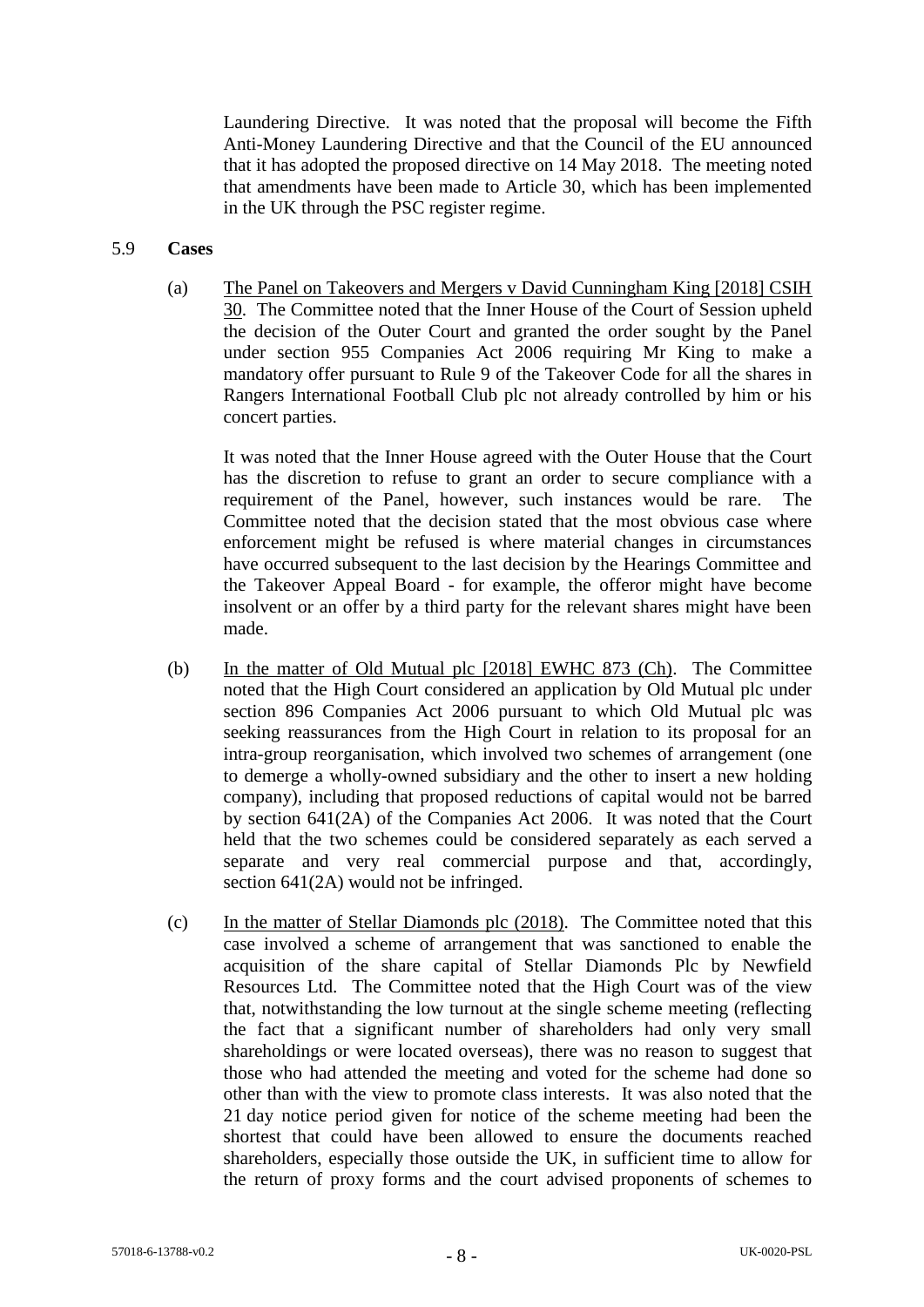Laundering Directive. It was noted that the proposal will become the Fifth Anti-Money Laundering Directive and that the Council of the EU announced that it has adopted the proposed directive on 14 May 2018. The meeting noted that amendments have been made to Article 30, which has been implemented in the UK through the PSC register regime.

5.9 **Cases**

(a) The Panel on Takeovers and Mergers v David Cunningham King [2018] CSIH 30. The Committee noted that the Inner House of the Court of Session upheld the decision of the Outer Court and granted the order sought by the Panel under section 955 Companies Act 2006 requiring Mr King to make a mandatory offer pursuant to Rule 9 of the Takeover Code for all the shares in Rangers International Football Club plc not already controlled by him or his concert parties.

It was noted that the Inner House agreed with the Outer House that the Court has the discretion to refuse to grant an order to secure compliance with a requirement of the Panel, however, such instances would be rare. The Committee noted that the decision stated that the most obvious case where enforcement might be refused is where material changes in circumstances have occurred subsequent to the last decision by the Hearings Committee and the Takeover Appeal Board - for example, the offeror might have become insolvent or an offer by a third party for the relevant shares might have been made.

(b) In the matter of Old Mutual plc [2018] EWHC 873 (Ch). The Committee noted that the High Court considered an application by Old Mutual plc under section 896 Companies Act 2006 pursuant to which Old Mutual plc was seeking reassurances from the High Court in relation to its proposal for an intra-group reorganisation, which involved two schemes of arrangement (one to demerge a wholly-owned subsidiary and the other to insert a new holding company), including that proposed reductions of capital would not be barred by section 641(2A) of the Companies Act 2006. It was noted that the Court held that the two schemes could be considered separately as each served a separate and very real commercial purpose and that, accordingly, section 641(2A) would not be infringed.

(c) In the matter of Stellar Diamonds plc (2018). The Committee noted that this case involved a scheme of arrangement that was sanctioned to enable the acquisition of the share capital of Stellar Diamonds Plc by Newfield Resources Ltd. The Committee noted that the High Court was of the view that, notwithstanding the low turnout at the single scheme meeting (reflecting the fact that a significant number of shareholders had only very small shareholdings or were located overseas), there was no reason to suggest that those who had attended the meeting and voted for the scheme had done so other than with the view to promote class interests. It was also noted that the 21 day notice period given for notice of the scheme meeting had been the shortest that could have been allowed to ensure the documents reached shareholders, especially those outside the UK, in sufficient time to allow for the return of proxy forms and the court advised proponents of schemes to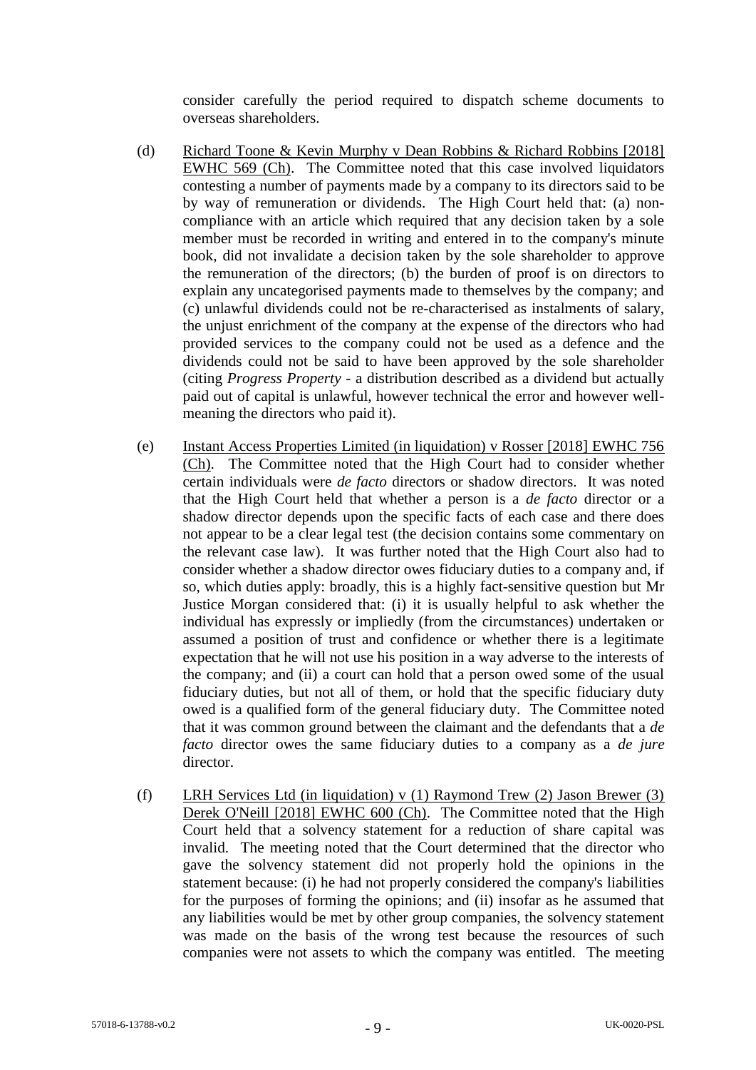consider carefully the period required to dispatch scheme documents to overseas shareholders.

(d) Richard Toone & Kevin Murphy v Dean Robbins & Richard Robbins [2018] EWHC 569 (Ch). The Committee noted that this case involved liquidators contesting a number of payments made by a company to its directors said to be by way of remuneration or dividends. The High Court held that: (a) non-compliance with an article which required that any decision taken by a sole member must be recorded in writing and entered in to the company's minute book, did not invalidate a decision taken by the sole shareholder to approve the remuneration of the directors; (b) the burden of proof is on directors to explain any uncategorised payments made to themselves by the company; and (c) unlawful dividends could not be re-characterised as instalments of salary, the unjust enrichment of the company at the expense of the directors who had provided services to the company could not be used as a defence and the dividends could not be said to have been approved by the sole shareholder (citing *Progress Property* - a distribution described as a dividend but actually paid out of capital is unlawful, however technical the error and however well-meaning the directors who paid it).

(e) Instant Access Properties Limited (in liquidation) v Rosser [2018] EWHC 756 (Ch). The Committee noted that the High Court had to consider whether certain individuals were *de facto* directors or shadow directors. It was noted that the High Court held that whether a person is a *de facto* director or a shadow director depends upon the specific facts of each case and there does not appear to be a clear legal test (the decision contains some commentary on the relevant case law). It was further noted that the High Court also had to consider whether a shadow director owes fiduciary duties to a company and, if so, which duties apply: broadly, this is a highly fact-sensitive question but Mr Justice Morgan considered that: (i) it is usually helpful to ask whether the individual has expressly or impliedly (from the circumstances) undertaken or assumed a position of trust and confidence or whether there is a legitimate expectation that he will not use his position in a way adverse to the interests of the company; and (ii) a court can hold that a person owed some of the usual fiduciary duties, but not all of them, or hold that the specific fiduciary duty owed is a qualified form of the general fiduciary duty. The Committee noted that it was common ground between the claimant and the defendants that a *de facto* director owes the same fiduciary duties to a company as a *de jure* director.

(f) LRH Services Ltd (in liquidation) v (1) Raymond Trew (2) Jason Brewer (3) Derek O'Neill [2018] EWHC 600 (Ch). The Committee noted that the High Court held that a solvency statement for a reduction of share capital was invalid. The meeting noted that the Court determined that the director who gave the solvency statement did not properly hold the opinions in the statement because: (i) he had not properly considered the company's liabilities for the purposes of forming the opinions; and (ii) insofar as he assumed that any liabilities would be met by other group companies, the solvency statement was made on the basis of the wrong test because the resources of such companies were not assets to which the company was entitled. The meeting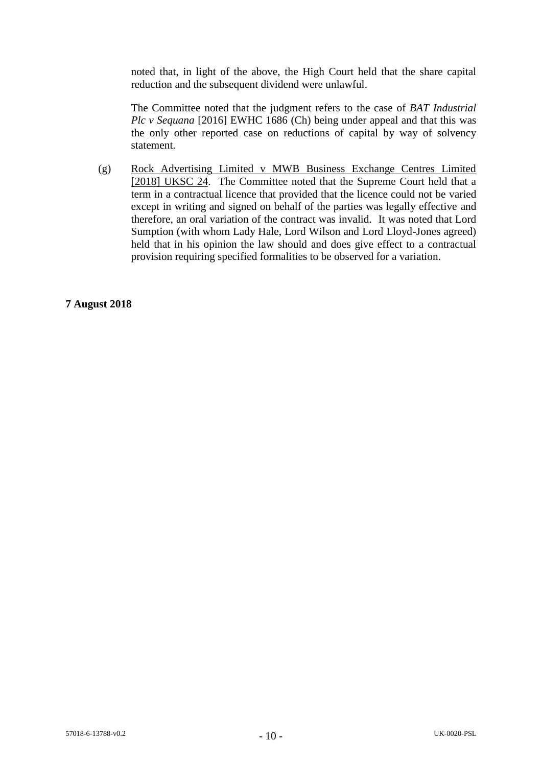noted that, in light of the above, the High Court held that the share capital reduction and the subsequent dividend were unlawful.

The Committee noted that the judgment refers to the case of *BAT Industrial Plc v Sequana* [2016] EWHC 1686 (Ch) being under appeal and that this was the only other reported case on reductions of capital by way of solvency statement.

(g) Rock Advertising Limited v MWB Business Exchange Centres Limited [2018] UKSC 24. The Committee noted that the Supreme Court held that a term in a contractual licence that provided that the licence could not be varied except in writing and signed on behalf of the parties was legally effective and therefore, an oral variation of the contract was invalid. It was noted that Lord Sumption (with whom Lady Hale, Lord Wilson and Lord Lloyd-Jones agreed) held that in his opinion the law should and does give effect to a contractual provision requiring specified formalities to be observed for a variation.

**7 August 2018**